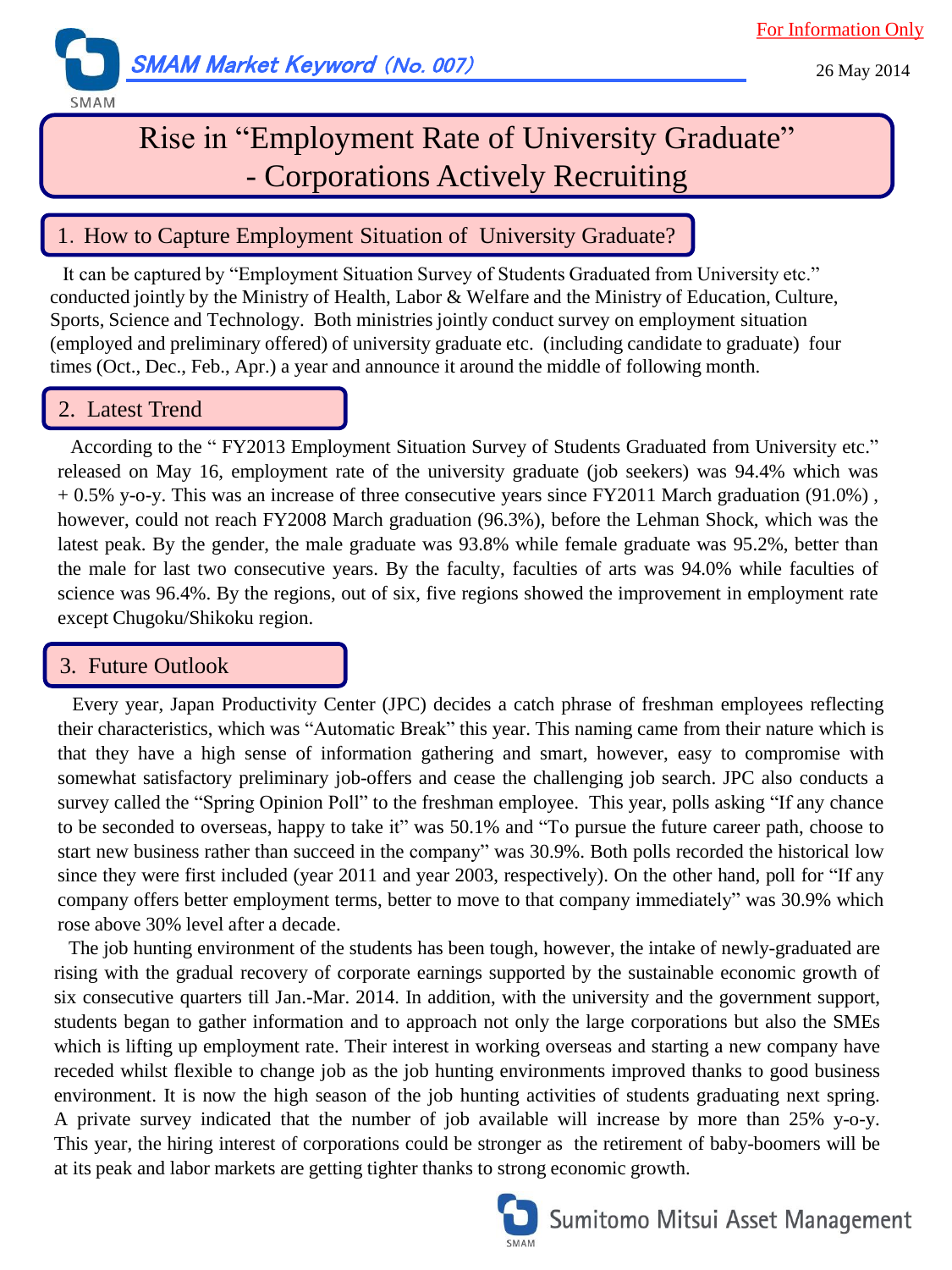For Information Only

SMAM Market Keyword (No. 007)

26 May 2014

# Rise in "Employment Rate of University Graduate" - Corporations Actively Recruiting

## 1. How to Capture Employment Situation of University Graduate?

It can be captured by "Employment Situation Survey of Students Graduated from University etc." conducted jointly by the Ministry of Health, Labor & Welfare and the Ministry of Education, Culture, Sports, Science and Technology. Both ministries jointly conduct survey on employment situation (employed and preliminary offered) of university graduate etc. (including candidate to graduate) four times (Oct., Dec., Feb., Apr.) a year and announce it around the middle of following month.

## 2. Latest Trend

According to the " FY2013 Employment Situation Survey of Students Graduated from University etc." released on May 16, employment rate of the university graduate (job seekers) was 94.4% which was + 0.5% y-o-y. This was an increase of three consecutive years since FY2011 March graduation (91.0%) , however, could not reach FY2008 March graduation (96.3%), before the Lehman Shock, which was the latest peak. By the gender, the male graduate was 93.8% while female graduate was 95.2%, better than the male for last two consecutive years. By the faculty, faculties of arts was 94.0% while faculties of science was 96.4%. By the regions, out of six, five regions showed the improvement in employment rate except Chugoku/Shikoku region.

## 3. Future Outlook

Every year, Japan Productivity Center (JPC) decides a catch phrase of freshman employees reflecting their characteristics, which was "Automatic Break" this year. This naming came from their nature which is that they have a high sense of information gathering and smart, however, easy to compromise with somewhat satisfactory preliminary job-offers and cease the challenging job search. JPC also conducts a survey called the "Spring Opinion Poll" to the freshman employee. This year, polls asking "If any chance to be seconded to overseas, happy to take it" was 50.1% and "To pursue the future career path, choose to start new business rather than succeed in the company" was 30.9%. Both polls recorded the historical low since they were first included (year 2011 and year 2003, respectively). On the other hand, poll for "If any company offers better employment terms, better to move to that company immediately" was 30.9% which rose above 30% level after a decade.

The job hunting environment of the students has been tough, however, the intake of newly-graduated are rising with the gradual recovery of corporate earnings supported by the sustainable economic growth of six consecutive quarters till Jan.-Mar. 2014. In addition, with the university and the government support, students began to gather information and to approach not only the large corporations but also the SMEs which is lifting up employment rate. Their interest in working overseas and starting a new company have receded whilst flexible to change job as the job hunting environments improved thanks to good business environment. It is now the high season of the job hunting activities of students graduating next spring. A private survey indicated that the number of job available will increase by more than 25% y-o-y. This year, the hiring interest of corporations could be stronger as the retirement of baby-boomers will be at its peak and labor markets are getting tighter thanks to strong economic growth.

Sumitomo Mitsui Asset Management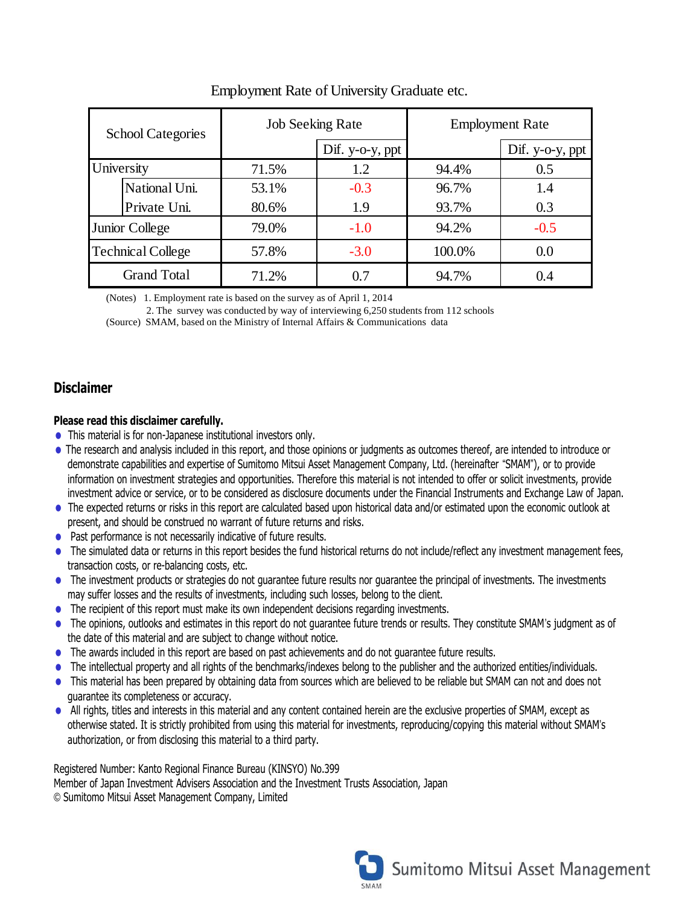Employment Rate of University Graduate etc.

| School Categories | | Job Seeking Rate | | Employment Rate | |
|---|---|---|---|---|---|
| | | | Dif. y-o-y, ppt | | Dif. y-o-y, ppt |
| University | | 71.5% | 1.2 | 94.4% | 0.5 |
| | National Uni. | 53.1% | -0.3 | 96.7% | 1.4 |
| | Private Uni. | 80.6% | 1.9 | 93.7% | 0.3 |
| Junior College | | 79.0% | -1.0 | 94.2% | -0.5 |
| Technical College | | 57.8% | -3.0 | 100.0% | 0.0 |
| Grand Total | | 71.2% | 0.7 | 94.7% | 0.4 |

(Notes) 1. Employment rate is based on the survey as of April 1, 2014

2. The survey was conducted by way of interviewing 6,250 students from 112 schools

(Source) SMAM, based on the Ministry of Internal Affairs & Communications data

## Disclaimer

**Please read this disclaimer carefully.**

- This material is for non-Japanese institutional investors only.
- The research and analysis included in this report, and those opinions or judgments as outcomes thereof, are intended to introduce or demonstrate capabilities and expertise of Sumitomo Mitsui Asset Management Company, Ltd. (hereinafter "SMAM"), or to provide information on investment strategies and opportunities. Therefore this material is not intended to offer or solicit investments, provide investment advice or service, or to be considered as disclosure documents under the Financial Instruments and Exchange Law of Japan.
- The expected returns or risks in this report are calculated based upon historical data and/or estimated upon the economic outlook at present, and should be construed no warrant of future returns and risks.
- Past performance is not necessarily indicative of future results.
- The simulated data or returns in this report besides the fund historical returns do not include/reflect any investment management fees, transaction costs, or re-balancing costs, etc.
- The investment products or strategies do not guarantee future results nor guarantee the principal of investments. The investments may suffer losses and the results of investments, including such losses, belong to the client.
- The recipient of this report must make its own independent decisions regarding investments.
- The opinions, outlooks and estimates in this report do not guarantee future trends or results. They constitute SMAM's judgment as of the date of this material and are subject to change without notice.
- The awards included in this report are based on past achievements and do not guarantee future results.
- The intellectual property and all rights of the benchmarks/indexes belong to the publisher and the authorized entities/individuals.
- This material has been prepared by obtaining data from sources which are believed to be reliable but SMAM can not and does not guarantee its completeness or accuracy.
- All rights, titles and interests in this material and any content contained herein are the exclusive properties of SMAM, except as otherwise stated. It is strictly prohibited from using this material for investments, reproducing/copying this material without SMAM's authorization, or from disclosing this material to a third party.

Registered Number: Kanto Regional Finance Bureau (KINSYO) No.399
Member of Japan Investment Advisers Association and the Investment Trusts Association, Japan
© Sumitomo Mitsui Asset Management Company, Limited

SMAM Sumitomo Mitsui Asset Management